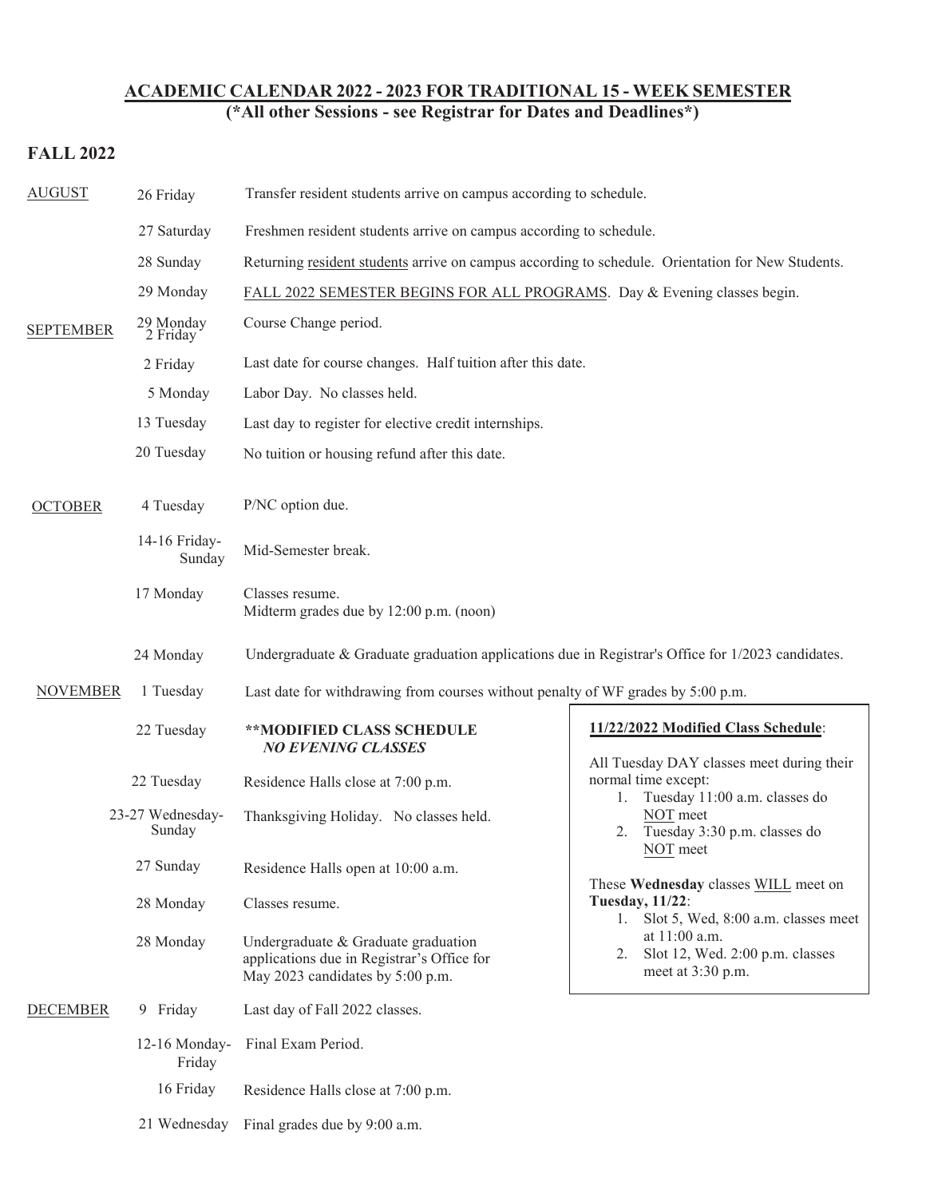## ACADEMIC CALENDAR 2022 - 2023 FOR TRADITIONAL 15 - WEEK SEMESTER
### (*All other Sessions - see Registrar for Dates and Deadlines*)

## FALL 2022

| Month | Date | Event |
|---|---|---|
| AUGUST | 26 Friday | Transfer resident students arrive on campus according to schedule. |
| | 27 Saturday | Freshmen resident students arrive on campus according to schedule. |
| | 28 Sunday | Returning resident students arrive on campus according to schedule. Orientation for New Students. |
| | 29 Monday | FALL 2022 SEMESTER BEGINS FOR ALL PROGRAMS. Day & Evening classes begin. |
| SEPTEMBER | 29 Monday - 2 Friday | Course Change period. |
| | 2 Friday | Last date for course changes. Half tuition after this date. |
| | 5 Monday | Labor Day. No classes held. |
| | 13 Tuesday | Last day to register for elective credit internships. |
| | 20 Tuesday | No tuition or housing refund after this date. |
| OCTOBER | 4 Tuesday | P/NC option due. |
| | 14-16 Friday-Sunday | Mid-Semester break. |
| | 17 Monday | Classes resume. Midterm grades due by 12:00 p.m. (noon) |
| | 24 Monday | Undergraduate & Graduate graduation applications due in Registrar's Office for 1/2023 candidates. |
| NOVEMBER | 1 Tuesday | Last date for withdrawing from courses without penalty of WF grades by 5:00 p.m. |
| | 22 Tuesday | **\*\*MODIFIED CLASS SCHEDULE** ***NO EVENING CLASSES*** |
| | 22 Tuesday | Residence Halls close at 7:00 p.m. |
| | 23-27 Wednesday-Sunday | Thanksgiving Holiday. No classes held. |
| | 27 Sunday | Residence Halls open at 10:00 a.m. |
| | 28 Monday | Classes resume. |
| | 28 Monday | Undergraduate & Graduate graduation applications due in Registrar's Office for May 2023 candidates by 5:00 p.m. |
| DECEMBER | 9 Friday | Last day of Fall 2022 classes. |
| | 12-16 Monday-Friday | Final Exam Period. |
| | 16 Friday | Residence Halls close at 7:00 p.m. |
| | 21 Wednesday | Final grades due by 9:00 a.m. |

**11/22/2022 Modified Class Schedule**:

All Tuesday DAY classes meet during their normal time except:

1. Tuesday 11:00 a.m. classes do NOT meet
2. Tuesday 3:30 p.m. classes do NOT meet

These **Wednesday** classes WILL meet on **Tuesday, 11/22**:

1. Slot 5, Wed, 8:00 a.m. classes meet at 11:00 a.m.
2. Slot 12, Wed. 2:00 p.m. classes meet at 3:30 p.m.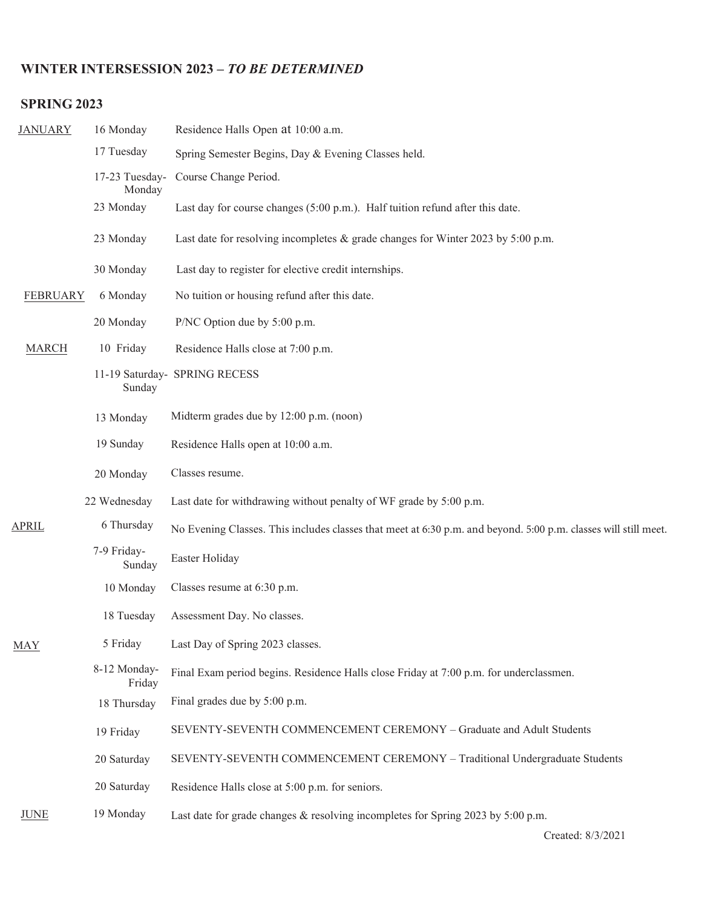## WINTER INTERSESSION 2023 – *TO BE DETERMINED*

## SPRING 2023

| | | |
|---|---|---|
| JANUARY | 16 Monday | Residence Halls Open at 10:00 a.m. |
| | 17 Tuesday | Spring Semester Begins, Day & Evening Classes held. |
| | 17-23 Tuesday-Monday | Course Change Period. |
| | 23 Monday | Last day for course changes (5:00 p.m.). Half tuition refund after this date. |
| | 23 Monday | Last date for resolving incompletes & grade changes for Winter 2023 by 5:00 p.m. |
| | 30 Monday | Last day to register for elective credit internships. |
| FEBRUARY | 6 Monday | No tuition or housing refund after this date. |
| | 20 Monday | P/NC Option due by 5:00 p.m. |
| MARCH | 10 Friday | Residence Halls close at 7:00 p.m. |
| | 11-19 Saturday-Sunday | SPRING RECESS |
| | 13 Monday | Midterm grades due by 12:00 p.m. (noon) |
| | 19 Sunday | Residence Halls open at 10:00 a.m. |
| | 20 Monday | Classes resume. |
| | 22 Wednesday | Last date for withdrawing without penalty of WF grade by 5:00 p.m. |
| APRIL | 6 Thursday | No Evening Classes. This includes classes that meet at 6:30 p.m. and beyond. 5:00 p.m. classes will still meet. |
| | 7-9 Friday-Sunday | Easter Holiday |
| | 10 Monday | Classes resume at 6:30 p.m. |
| | 18 Tuesday | Assessment Day. No classes. |
| MAY | 5 Friday | Last Day of Spring 2023 classes. |
| | 8-12 Monday-Friday | Final Exam period begins. Residence Halls close Friday at 7:00 p.m. for underclassmen. |
| | 18 Thursday | Final grades due by 5:00 p.m. |
| | 19 Friday | SEVENTY-SEVENTH COMMENCEMENT CEREMONY – Graduate and Adult Students |
| | 20 Saturday | SEVENTY-SEVENTH COMMENCEMENT CEREMONY – Traditional Undergraduate Students |
| | 20 Saturday | Residence Halls close at 5:00 p.m. for seniors. |
| JUNE | 19 Monday | Last date for grade changes & resolving incompletes for Spring 2023 by 5:00 p.m. |

Created: 8/3/2021